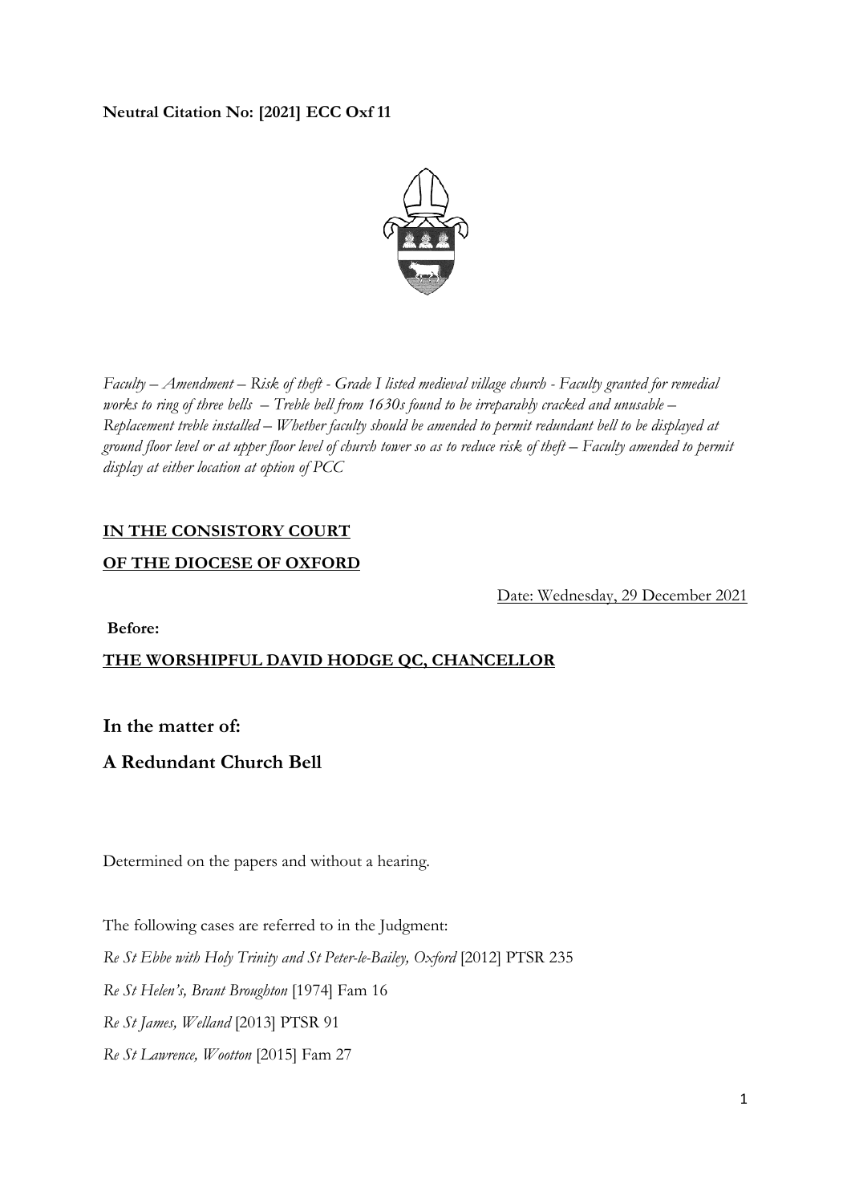**Neutral Citation No: [2021] ECC Oxf 11**

*Faculty – Amendment – Risk of theft - Grade I listed medieval village church - Faculty granted for remedial works to ring of three bells – Treble bell from 1630s found to be irreparably cracked and unusable – Replacement treble installed – Whether faculty should be amended to permit redundant bell to be displayed at ground floor level or at upper floor level of church tower so as to reduce risk of theft – Faculty amended to permit display at either location at option of PCC*

**IN THE CONSISTORY COURT**

**OF THE DIOCESE OF OXFORD**

Date: Wednesday, 29 December 2021

**Before:**

**THE WORSHIPFUL DAVID HODGE QC, CHANCELLOR**

## In the matter of:

## A Redundant Church Bell

Determined on the papers and without a hearing.

The following cases are referred to in the Judgment:

*Re St Ebbe with Holy Trinity and St Peter-le-Bailey, Oxford* [2012] PTSR 235

*Re St Helen's, Brant Broughton* [1974] Fam 16

*Re St James, Welland* [2013] PTSR 91

*Re St Lawrence, Wootton* [2015] Fam 27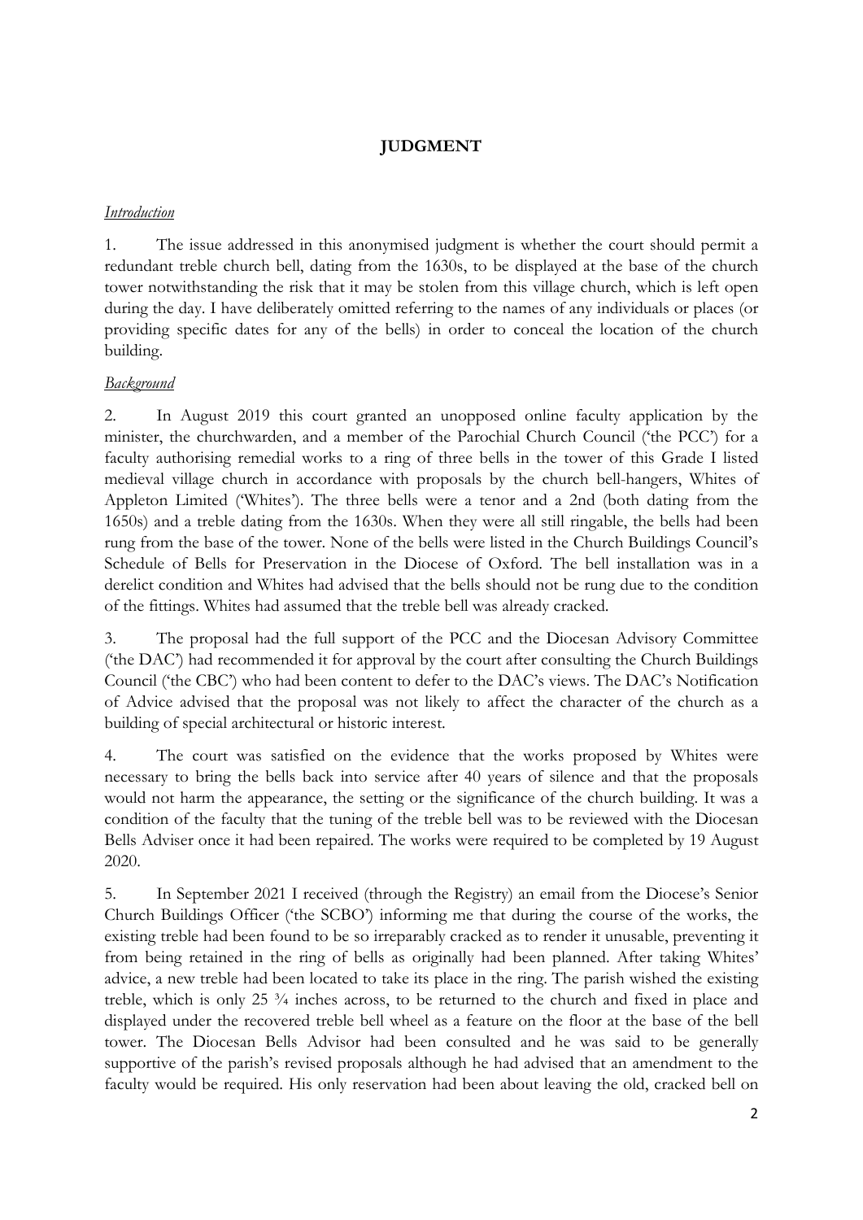**JUDGMENT**

*Introduction*

1. The issue addressed in this anonymised judgment is whether the court should permit a redundant treble church bell, dating from the 1630s, to be displayed at the base of the church tower notwithstanding the risk that it may be stolen from this village church, which is left open during the day. I have deliberately omitted referring to the names of any individuals or places (or providing specific dates for any of the bells) in order to conceal the location of the church building.

*Background*

2. In August 2019 this court granted an unopposed online faculty application by the minister, the churchwarden, and a member of the Parochial Church Council ('the PCC') for a faculty authorising remedial works to a ring of three bells in the tower of this Grade I listed medieval village church in accordance with proposals by the church bell-hangers, Whites of Appleton Limited ('Whites'). The three bells were a tenor and a 2nd (both dating from the 1650s) and a treble dating from the 1630s. When they were all still ringable, the bells had been rung from the base of the tower. None of the bells were listed in the Church Buildings Council's Schedule of Bells for Preservation in the Diocese of Oxford. The bell installation was in a derelict condition and Whites had advised that the bells should not be rung due to the condition of the fittings. Whites had assumed that the treble bell was already cracked.

3. The proposal had the full support of the PCC and the Diocesan Advisory Committee ('the DAC') had recommended it for approval by the court after consulting the Church Buildings Council ('the CBC') who had been content to defer to the DAC's views. The DAC's Notification of Advice advised that the proposal was not likely to affect the character of the church as a building of special architectural or historic interest.

4. The court was satisfied on the evidence that the works proposed by Whites were necessary to bring the bells back into service after 40 years of silence and that the proposals would not harm the appearance, the setting or the significance of the church building. It was a condition of the faculty that the tuning of the treble bell was to be reviewed with the Diocesan Bells Adviser once it had been repaired. The works were required to be completed by 19 August 2020.

5. In September 2021 I received (through the Registry) an email from the Diocese's Senior Church Buildings Officer ('the SCBO') informing me that during the course of the works, the existing treble had been found to be so irreparably cracked as to render it unusable, preventing it from being retained in the ring of bells as originally had been planned. After taking Whites' advice, a new treble had been located to take its place in the ring. The parish wished the existing treble, which is only 25 ¾ inches across, to be returned to the church and fixed in place and displayed under the recovered treble bell wheel as a feature on the floor at the base of the bell tower. The Diocesan Bells Advisor had been consulted and he was said to be generally supportive of the parish's revised proposals although he had advised that an amendment to the faculty would be required. His only reservation had been about leaving the old, cracked bell on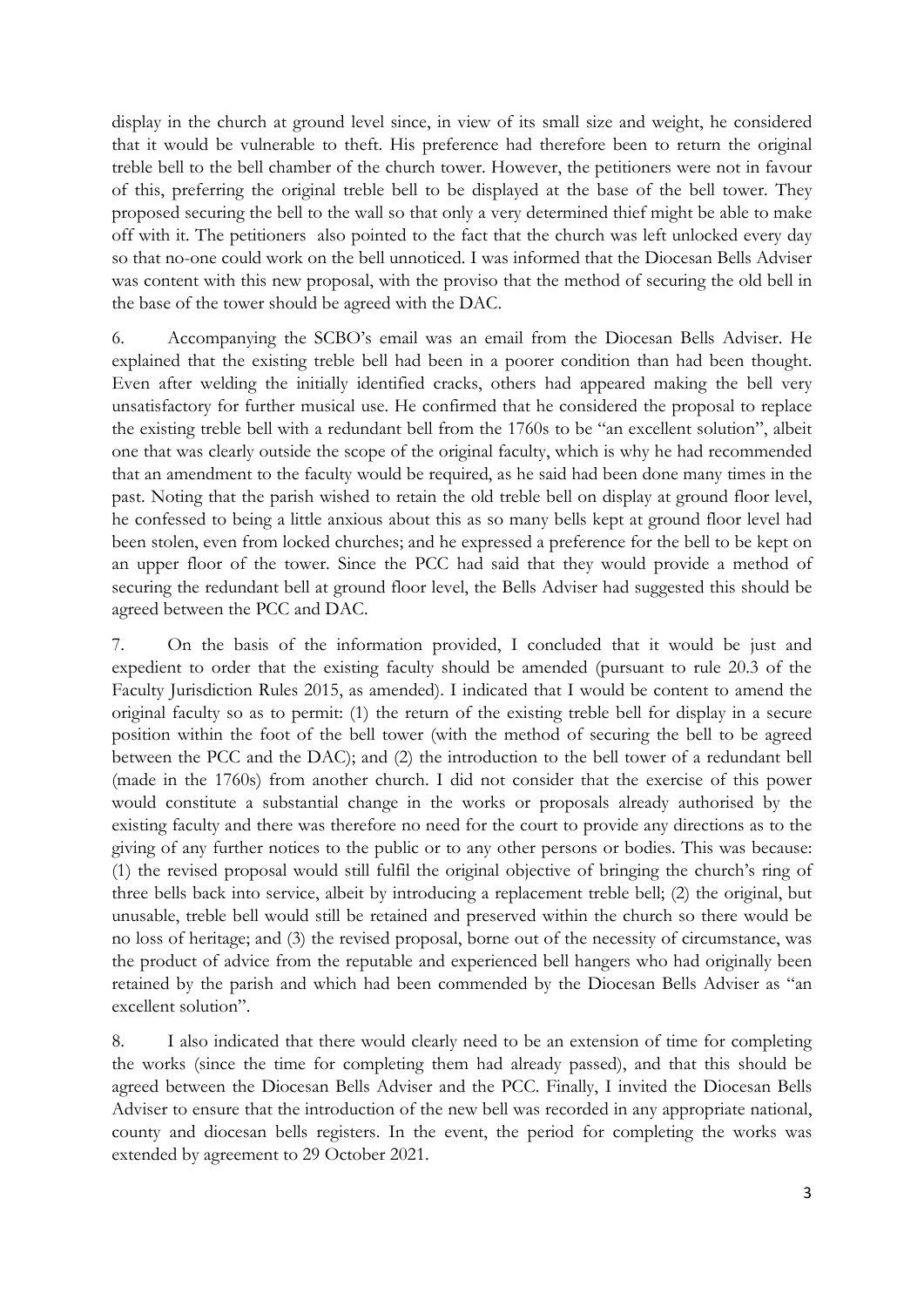display in the church at ground level since, in view of its small size and weight, he considered that it would be vulnerable to theft. His preference had therefore been to return the original treble bell to the bell chamber of the church tower. However, the petitioners were not in favour of this, preferring the original treble bell to be displayed at the base of the bell tower. They proposed securing the bell to the wall so that only a very determined thief might be able to make off with it. The petitioners also pointed to the fact that the church was left unlocked every day so that no-one could work on the bell unnoticed. I was informed that the Diocesan Bells Adviser was content with this new proposal, with the proviso that the method of securing the old bell in the base of the tower should be agreed with the DAC.

6. Accompanying the SCBO's email was an email from the Diocesan Bells Adviser. He explained that the existing treble bell had been in a poorer condition than had been thought. Even after welding the initially identified cracks, others had appeared making the bell very unsatisfactory for further musical use. He confirmed that he considered the proposal to replace the existing treble bell with a redundant bell from the 1760s to be "an excellent solution", albeit one that was clearly outside the scope of the original faculty, which is why he had recommended that an amendment to the faculty would be required, as he said had been done many times in the past. Noting that the parish wished to retain the old treble bell on display at ground floor level, he confessed to being a little anxious about this as so many bells kept at ground floor level had been stolen, even from locked churches; and he expressed a preference for the bell to be kept on an upper floor of the tower. Since the PCC had said that they would provide a method of securing the redundant bell at ground floor level, the Bells Adviser had suggested this should be agreed between the PCC and DAC.

7. On the basis of the information provided, I concluded that it would be just and expedient to order that the existing faculty should be amended (pursuant to rule 20.3 of the Faculty Jurisdiction Rules 2015, as amended). I indicated that I would be content to amend the original faculty so as to permit: (1) the return of the existing treble bell for display in a secure position within the foot of the bell tower (with the method of securing the bell to be agreed between the PCC and the DAC); and (2) the introduction to the bell tower of a redundant bell (made in the 1760s) from another church. I did not consider that the exercise of this power would constitute a substantial change in the works or proposals already authorised by the existing faculty and there was therefore no need for the court to provide any directions as to the giving of any further notices to the public or to any other persons or bodies. This was because: (1) the revised proposal would still fulfil the original objective of bringing the church's ring of three bells back into service, albeit by introducing a replacement treble bell; (2) the original, but unusable, treble bell would still be retained and preserved within the church so there would be no loss of heritage; and (3) the revised proposal, borne out of the necessity of circumstance, was the product of advice from the reputable and experienced bell hangers who had originally been retained by the parish and which had been commended by the Diocesan Bells Adviser as "an excellent solution".

8. I also indicated that there would clearly need to be an extension of time for completing the works (since the time for completing them had already passed), and that this should be agreed between the Diocesan Bells Adviser and the PCC. Finally, I invited the Diocesan Bells Adviser to ensure that the introduction of the new bell was recorded in any appropriate national, county and diocesan bells registers. In the event, the period for completing the works was extended by agreement to 29 October 2021.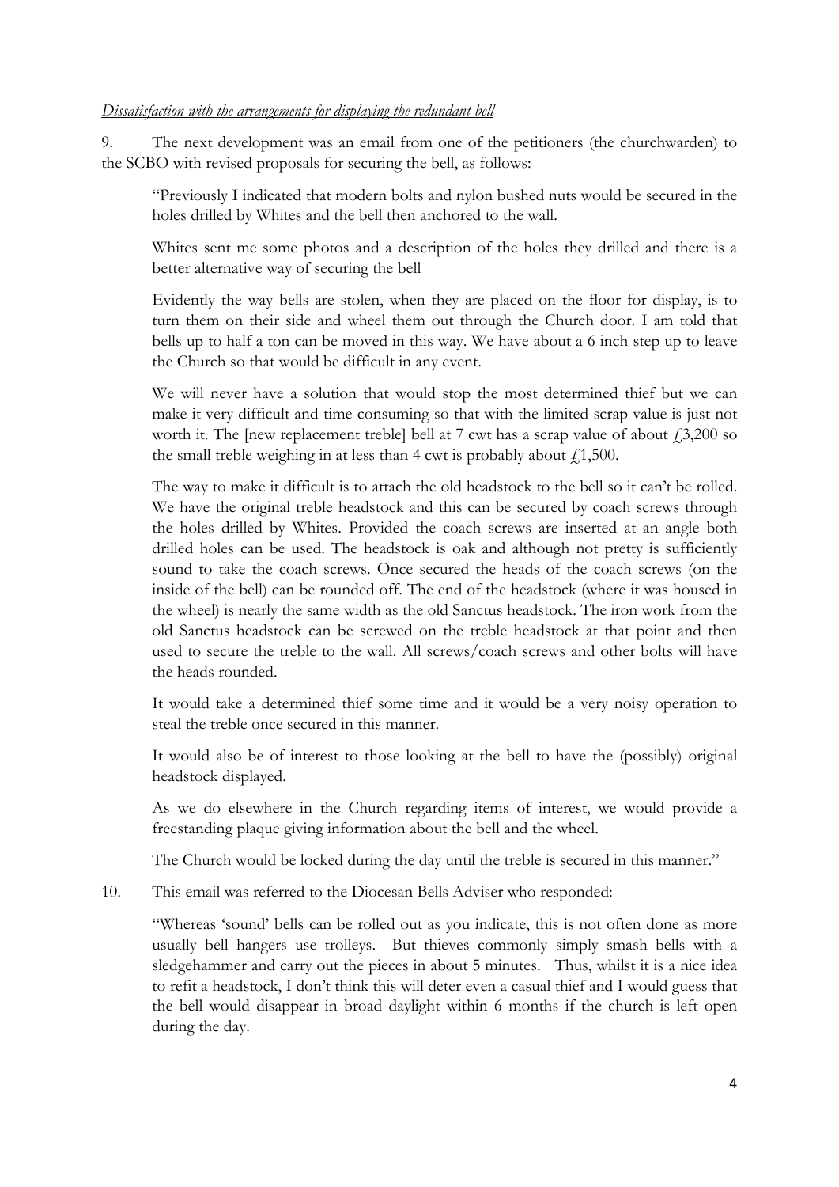*Dissatisfaction with the arrangements for displaying the redundant bell*

9. The next development was an email from one of the petitioners (the churchwarden) to the SCBO with revised proposals for securing the bell, as follows:

> "Previously I indicated that modern bolts and nylon bushed nuts would be secured in the holes drilled by Whites and the bell then anchored to the wall.
>
> Whites sent me some photos and a description of the holes they drilled and there is a better alternative way of securing the bell
>
> Evidently the way bells are stolen, when they are placed on the floor for display, is to turn them on their side and wheel them out through the Church door. I am told that bells up to half a ton can be moved in this way. We have about a 6 inch step up to leave the Church so that would be difficult in any event.
>
> We will never have a solution that would stop the most determined thief but we can make it very difficult and time consuming so that with the limited scrap value is just not worth it. The [new replacement treble] bell at 7 cwt has a scrap value of about £3,200 so the small treble weighing in at less than 4 cwt is probably about £1,500.
>
> The way to make it difficult is to attach the old headstock to the bell so it can't be rolled. We have the original treble headstock and this can be secured by coach screws through the holes drilled by Whites. Provided the coach screws are inserted at an angle both drilled holes can be used. The headstock is oak and although not pretty is sufficiently sound to take the coach screws. Once secured the heads of the coach screws (on the inside of the bell) can be rounded off. The end of the headstock (where it was housed in the wheel) is nearly the same width as the old Sanctus headstock. The iron work from the old Sanctus headstock can be screwed on the treble headstock at that point and then used to secure the treble to the wall. All screws/coach screws and other bolts will have the heads rounded.
>
> It would take a determined thief some time and it would be a very noisy operation to steal the treble once secured in this manner.
>
> It would also be of interest to those looking at the bell to have the (possibly) original headstock displayed.
>
> As we do elsewhere in the Church regarding items of interest, we would provide a freestanding plaque giving information about the bell and the wheel.
>
> The Church would be locked during the day until the treble is secured in this manner."

10. This email was referred to the Diocesan Bells Adviser who responded:

> "Whereas 'sound' bells can be rolled out as you indicate, this is not often done as more usually bell hangers use trolleys. But thieves commonly simply smash bells with a sledgehammer and carry out the pieces in about 5 minutes. Thus, whilst it is a nice idea to refit a headstock, I don't think this will deter even a casual thief and I would guess that the bell would disappear in broad daylight within 6 months if the church is left open during the day.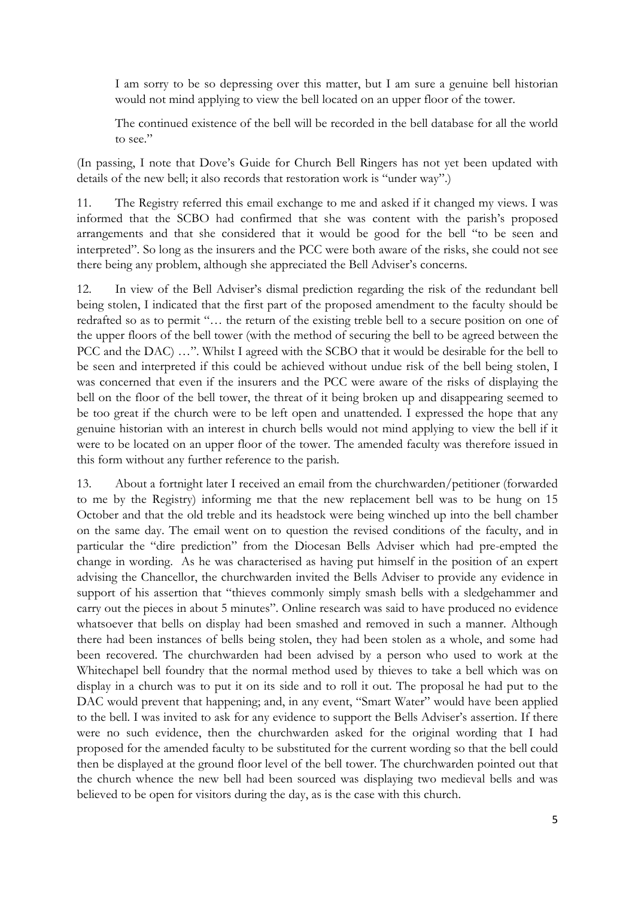> I am sorry to be so depressing over this matter, but I am sure a genuine bell historian would not mind applying to view the bell located on an upper floor of the tower.
>
> The continued existence of the bell will be recorded in the bell database for all the world to see."

(In passing, I note that Dove's Guide for Church Bell Ringers has not yet been updated with details of the new bell; it also records that restoration work is "under way".)

11. The Registry referred this email exchange to me and asked if it changed my views. I was informed that the SCBO had confirmed that she was content with the parish's proposed arrangements and that she considered that it would be good for the bell "to be seen and interpreted". So long as the insurers and the PCC were both aware of the risks, she could not see there being any problem, although she appreciated the Bell Adviser's concerns.

12. In view of the Bell Adviser's dismal prediction regarding the risk of the redundant bell being stolen, I indicated that the first part of the proposed amendment to the faculty should be redrafted so as to permit "… the return of the existing treble bell to a secure position on one of the upper floors of the bell tower (with the method of securing the bell to be agreed between the PCC and the DAC) …". Whilst I agreed with the SCBO that it would be desirable for the bell to be seen and interpreted if this could be achieved without undue risk of the bell being stolen, I was concerned that even if the insurers and the PCC were aware of the risks of displaying the bell on the floor of the bell tower, the threat of it being broken up and disappearing seemed to be too great if the church were to be left open and unattended. I expressed the hope that any genuine historian with an interest in church bells would not mind applying to view the bell if it were to be located on an upper floor of the tower. The amended faculty was therefore issued in this form without any further reference to the parish.

13. About a fortnight later I received an email from the churchwarden/petitioner (forwarded to me by the Registry) informing me that the new replacement bell was to be hung on 15 October and that the old treble and its headstock were being winched up into the bell chamber on the same day. The email went on to question the revised conditions of the faculty, and in particular the "dire prediction" from the Diocesan Bells Adviser which had pre-empted the change in wording. As he was characterised as having put himself in the position of an expert advising the Chancellor, the churchwarden invited the Bells Adviser to provide any evidence in support of his assertion that "thieves commonly simply smash bells with a sledgehammer and carry out the pieces in about 5 minutes". Online research was said to have produced no evidence whatsoever that bells on display had been smashed and removed in such a manner. Although there had been instances of bells being stolen, they had been stolen as a whole, and some had been recovered. The churchwarden had been advised by a person who used to work at the Whitechapel bell foundry that the normal method used by thieves to take a bell which was on display in a church was to put it on its side and to roll it out. The proposal he had put to the DAC would prevent that happening; and, in any event, "Smart Water" would have been applied to the bell. I was invited to ask for any evidence to support the Bells Adviser's assertion. If there were no such evidence, then the churchwarden asked for the original wording that I had proposed for the amended faculty to be substituted for the current wording so that the bell could then be displayed at the ground floor level of the bell tower. The churchwarden pointed out that the church whence the new bell had been sourced was displaying two medieval bells and was believed to be open for visitors during the day, as is the case with this church.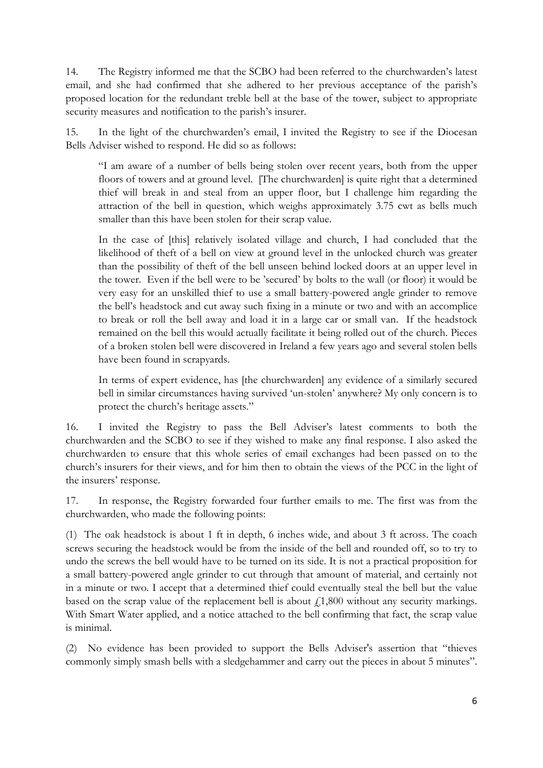14. The Registry informed me that the SCBO had been referred to the churchwarden's latest email, and she had confirmed that she adhered to her previous acceptance of the parish's proposed location for the redundant treble bell at the base of the tower, subject to appropriate security measures and notification to the parish's insurer.

15. In the light of the churchwarden's email, I invited the Registry to see if the Diocesan Bells Adviser wished to respond. He did so as follows:

> "I am aware of a number of bells being stolen over recent years, both from the upper floors of towers and at ground level. [The churchwarden] is quite right that a determined thief will break in and steal from an upper floor, but I challenge him regarding the attraction of the bell in question, which weighs approximately 3.75 cwt as bells much smaller than this have been stolen for their scrap value.
>
> In the case of [this] relatively isolated village and church, I had concluded that the likelihood of theft of a bell on view at ground level in the unlocked church was greater than the possibility of theft of the bell unseen behind locked doors at an upper level in the tower. Even if the bell were to be 'secured' by bolts to the wall (or floor) it would be very easy for an unskilled thief to use a small battery-powered angle grinder to remove the bell's headstock and cut away such fixing in a minute or two and with an accomplice to break or roll the bell away and load it in a large car or small van. If the headstock remained on the bell this would actually facilitate it being rolled out of the church. Pieces of a broken stolen bell were discovered in Ireland a few years ago and several stolen bells have been found in scrapyards.
>
> In terms of expert evidence, has [the churchwarden] any evidence of a similarly secured bell in similar circumstances having survived 'un-stolen' anywhere? My only concern is to protect the church's heritage assets."

16. I invited the Registry to pass the Bell Adviser's latest comments to both the churchwarden and the SCBO to see if they wished to make any final response. I also asked the churchwarden to ensure that this whole series of email exchanges had been passed on to the church's insurers for their views, and for him then to obtain the views of the PCC in the light of the insurers' response.

17. In response, the Registry forwarded four further emails to me. The first was from the churchwarden, who made the following points:

(1) The oak headstock is about 1 ft in depth, 6 inches wide, and about 3 ft across. The coach screws securing the headstock would be from the inside of the bell and rounded off, so to try to undo the screws the bell would have to be turned on its side. It is not a practical proposition for a small battery-powered angle grinder to cut through that amount of material, and certainly not in a minute or two. I accept that a determined thief could eventually steal the bell but the value based on the scrap value of the replacement bell is about £1,800 without any security markings. With Smart Water applied, and a notice attached to the bell confirming that fact, the scrap value is minimal.

(2) No evidence has been provided to support the Bells Adviser's assertion that "thieves commonly simply smash bells with a sledgehammer and carry out the pieces in about 5 minutes".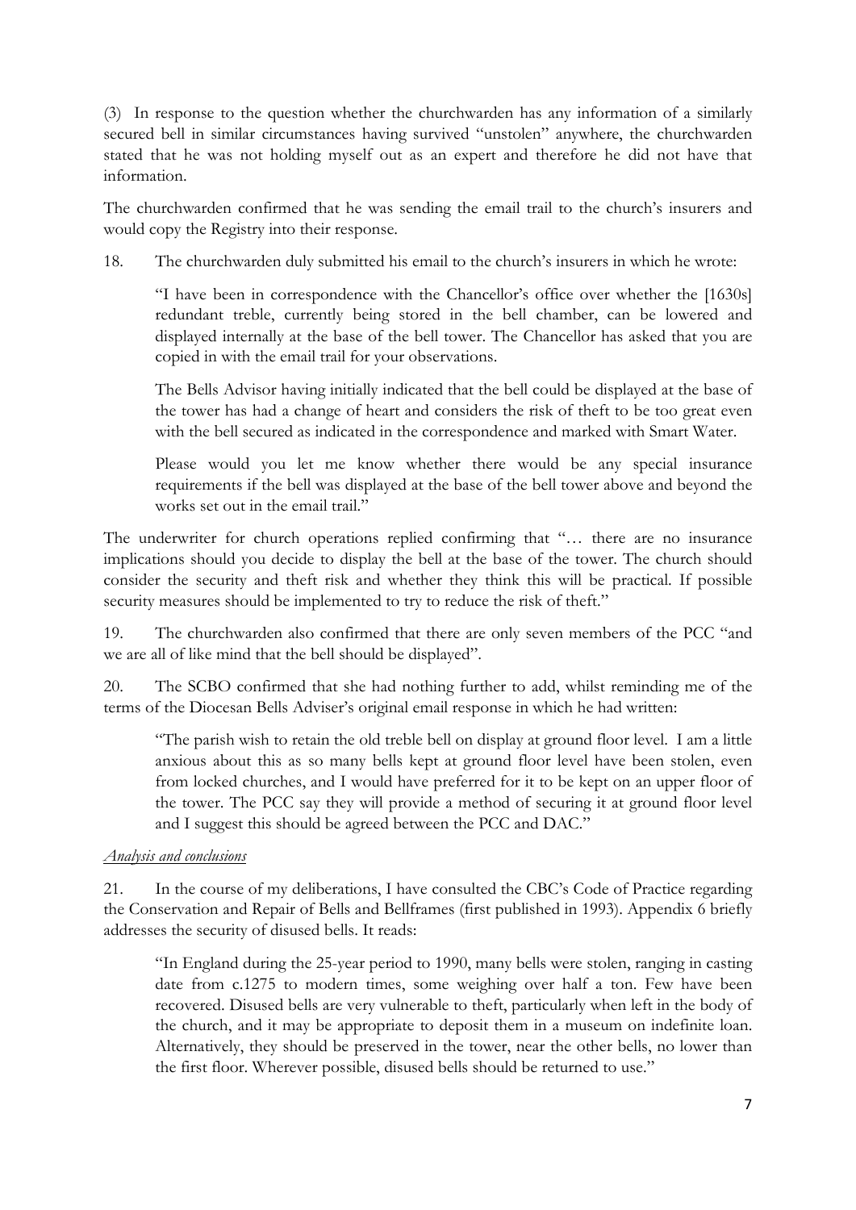(3) In response to the question whether the churchwarden has any information of a similarly secured bell in similar circumstances having survived "unstolen" anywhere, the churchwarden stated that he was not holding myself out as an expert and therefore he did not have that information.

The churchwarden confirmed that he was sending the email trail to the church's insurers and would copy the Registry into their response.

18. The churchwarden duly submitted his email to the church's insurers in which he wrote:

> "I have been in correspondence with the Chancellor's office over whether the [1630s] redundant treble, currently being stored in the bell chamber, can be lowered and displayed internally at the base of the bell tower. The Chancellor has asked that you are copied in with the email trail for your observations.
>
> The Bells Advisor having initially indicated that the bell could be displayed at the base of the tower has had a change of heart and considers the risk of theft to be too great even with the bell secured as indicated in the correspondence and marked with Smart Water.
>
> Please would you let me know whether there would be any special insurance requirements if the bell was displayed at the base of the bell tower above and beyond the works set out in the email trail."

The underwriter for church operations replied confirming that "… there are no insurance implications should you decide to display the bell at the base of the tower. The church should consider the security and theft risk and whether they think this will be practical. If possible security measures should be implemented to try to reduce the risk of theft."

19. The churchwarden also confirmed that there are only seven members of the PCC "and we are all of like mind that the bell should be displayed".

20. The SCBO confirmed that she had nothing further to add, whilst reminding me of the terms of the Diocesan Bells Adviser's original email response in which he had written:

> "The parish wish to retain the old treble bell on display at ground floor level. I am a little anxious about this as so many bells kept at ground floor level have been stolen, even from locked churches, and I would have preferred for it to be kept on an upper floor of the tower. The PCC say they will provide a method of securing it at ground floor level and I suggest this should be agreed between the PCC and DAC."

*Analysis and conclusions*

21. In the course of my deliberations, I have consulted the CBC's Code of Practice regarding the Conservation and Repair of Bells and Bellframes (first published in 1993). Appendix 6 briefly addresses the security of disused bells. It reads:

> "In England during the 25-year period to 1990, many bells were stolen, ranging in casting date from c.1275 to modern times, some weighing over half a ton. Few have been recovered. Disused bells are very vulnerable to theft, particularly when left in the body of the church, and it may be appropriate to deposit them in a museum on indefinite loan. Alternatively, they should be preserved in the tower, near the other bells, no lower than the first floor. Wherever possible, disused bells should be returned to use."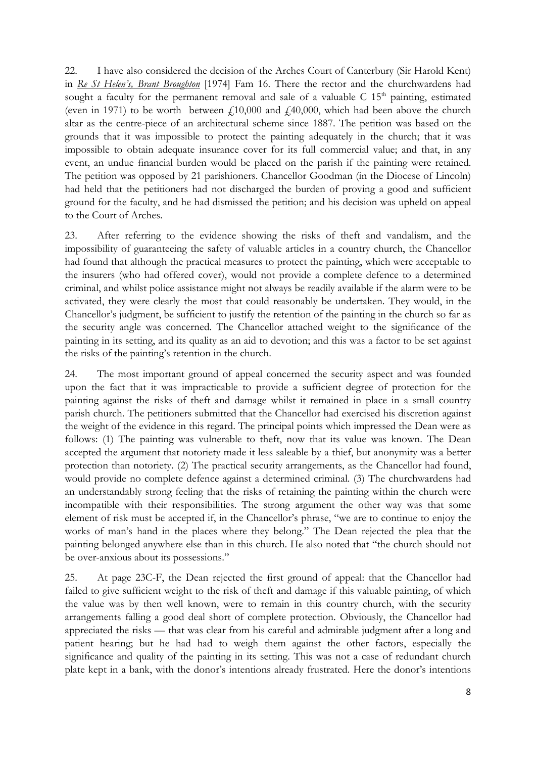22. I have also considered the decision of the Arches Court of Canterbury (Sir Harold Kent) in *Re St Helen's, Brant Broughton* [1974] Fam 16. There the rector and the churchwardens had sought a faculty for the permanent removal and sale of a valuable C 15th painting, estimated (even in 1971) to be worth between £10,000 and £40,000, which had been above the church altar as the centre-piece of an architectural scheme since 1887. The petition was based on the grounds that it was impossible to protect the painting adequately in the church; that it was impossible to obtain adequate insurance cover for its full commercial value; and that, in any event, an undue financial burden would be placed on the parish if the painting were retained. The petition was opposed by 21 parishioners. Chancellor Goodman (in the Diocese of Lincoln) had held that the petitioners had not discharged the burden of proving a good and sufficient ground for the faculty, and he had dismissed the petition; and his decision was upheld on appeal to the Court of Arches.

23. After referring to the evidence showing the risks of theft and vandalism, and the impossibility of guaranteeing the safety of valuable articles in a country church, the Chancellor had found that although the practical measures to protect the painting, which were acceptable to the insurers (who had offered cover), would not provide a complete defence to a determined criminal, and whilst police assistance might not always be readily available if the alarm were to be activated, they were clearly the most that could reasonably be undertaken. They would, in the Chancellor's judgment, be sufficient to justify the retention of the painting in the church so far as the security angle was concerned. The Chancellor attached weight to the significance of the painting in its setting, and its quality as an aid to devotion; and this was a factor to be set against the risks of the painting's retention in the church.

24. The most important ground of appeal concerned the security aspect and was founded upon the fact that it was impracticable to provide a sufficient degree of protection for the painting against the risks of theft and damage whilst it remained in place in a small country parish church. The petitioners submitted that the Chancellor had exercised his discretion against the weight of the evidence in this regard. The principal points which impressed the Dean were as follows: (1) The painting was vulnerable to theft, now that its value was known. The Dean accepted the argument that notoriety made it less saleable by a thief, but anonymity was a better protection than notoriety. (2) The practical security arrangements, as the Chancellor had found, would provide no complete defence against a determined criminal. (3) The churchwardens had an understandably strong feeling that the risks of retaining the painting within the church were incompatible with their responsibilities. The strong argument the other way was that some element of risk must be accepted if, in the Chancellor's phrase, "we are to continue to enjoy the works of man's hand in the places where they belong." The Dean rejected the plea that the painting belonged anywhere else than in this church. He also noted that "the church should not be over-anxious about its possessions."

25. At page 23C-F, the Dean rejected the first ground of appeal: that the Chancellor had failed to give sufficient weight to the risk of theft and damage if this valuable painting, of which the value was by then well known, were to remain in this country church, with the security arrangements falling a good deal short of complete protection. Obviously, the Chancellor had appreciated the risks — that was clear from his careful and admirable judgment after a long and patient hearing; but he had had to weigh them against the other factors, especially the significance and quality of the painting in its setting. This was not a case of redundant church plate kept in a bank, with the donor's intentions already frustrated. Here the donor's intentions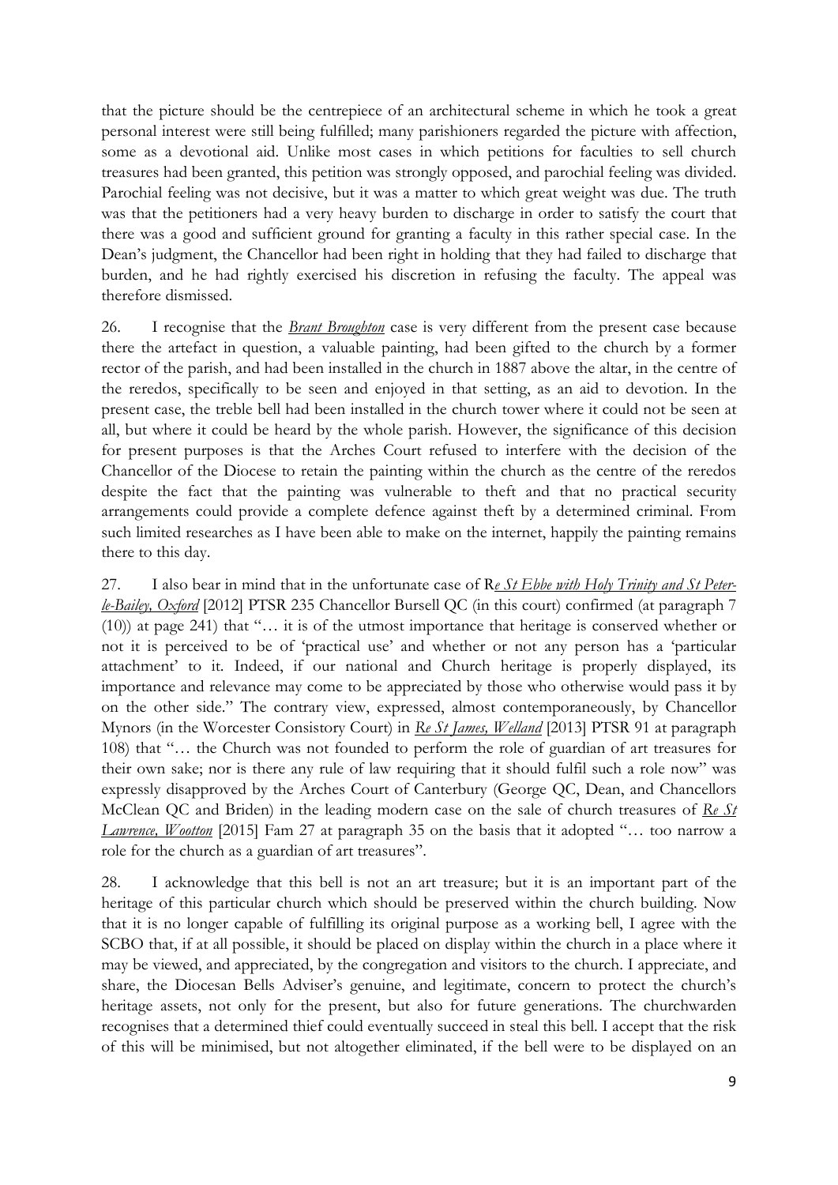that the picture should be the centrepiece of an architectural scheme in which he took a great personal interest were still being fulfilled; many parishioners regarded the picture with affection, some as a devotional aid. Unlike most cases in which petitions for faculties to sell church treasures had been granted, this petition was strongly opposed, and parochial feeling was divided. Parochial feeling was not decisive, but it was a matter to which great weight was due. The truth was that the petitioners had a very heavy burden to discharge in order to satisfy the court that there was a good and sufficient ground for granting a faculty in this rather special case. In the Dean's judgment, the Chancellor had been right in holding that they had failed to discharge that burden, and he had rightly exercised his discretion in refusing the faculty. The appeal was therefore dismissed.

26. I recognise that the ***Brant Broughton*** case is very different from the present case because there the artefact in question, a valuable painting, had been gifted to the church by a former rector of the parish, and had been installed in the church in 1887 above the altar, in the centre of the reredos, specifically to be seen and enjoyed in that setting, as an aid to devotion. In the present case, the treble bell had been installed in the church tower where it could not be seen at all, but where it could be heard by the whole parish. However, the significance of this decision for present purposes is that the Arches Court refused to interfere with the decision of the Chancellor of the Diocese to retain the painting within the church as the centre of the reredos despite the fact that the painting was vulnerable to theft and that no practical security arrangements could provide a complete defence against theft by a determined criminal. From such limited researches as I have been able to make on the internet, happily the painting remains there to this day.

27. I also bear in mind that in the unfortunate case of R*e St Ebbe with Holy Trinity and St Peter-le-Bailey, Oxford* [2012] PTSR 235 Chancellor Bursell QC (in this court) confirmed (at paragraph 7 (10)) at page 241) that "… it is of the utmost importance that heritage is conserved whether or not it is perceived to be of 'practical use' and whether or not any person has a 'particular attachment' to it. Indeed, if our national and Church heritage is properly displayed, its importance and relevance may come to be appreciated by those who otherwise would pass it by on the other side." The contrary view, expressed, almost contemporaneously, by Chancellor Mynors (in the Worcester Consistory Court) in *Re St James, Welland* [2013] PTSR 91 at paragraph 108) that "… the Church was not founded to perform the role of guardian of art treasures for their own sake; nor is there any rule of law requiring that it should fulfil such a role now" was expressly disapproved by the Arches Court of Canterbury (George QC, Dean, and Chancellors McClean QC and Briden) in the leading modern case on the sale of church treasures of *Re St Lawrence, Wootton* [2015] Fam 27 at paragraph 35 on the basis that it adopted "… too narrow a role for the church as a guardian of art treasures".

28. I acknowledge that this bell is not an art treasure; but it is an important part of the heritage of this particular church which should be preserved within the church building. Now that it is no longer capable of fulfilling its original purpose as a working bell, I agree with the SCBO that, if at all possible, it should be placed on display within the church in a place where it may be viewed, and appreciated, by the congregation and visitors to the church. I appreciate, and share, the Diocesan Bells Adviser's genuine, and legitimate, concern to protect the church's heritage assets, not only for the present, but also for future generations. The churchwarden recognises that a determined thief could eventually succeed in steal this bell. I accept that the risk of this will be minimised, but not altogether eliminated, if the bell were to be displayed on an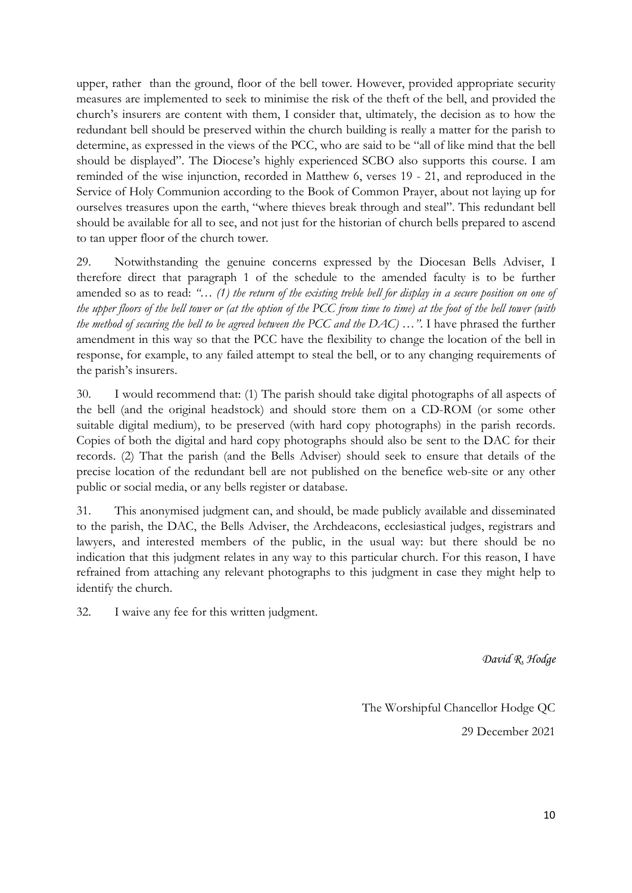upper, rather than the ground, floor of the bell tower. However, provided appropriate security measures are implemented to seek to minimise the risk of the theft of the bell, and provided the church's insurers are content with them, I consider that, ultimately, the decision as to how the redundant bell should be preserved within the church building is really a matter for the parish to determine, as expressed in the views of the PCC, who are said to be "all of like mind that the bell should be displayed". The Diocese's highly experienced SCBO also supports this course. I am reminded of the wise injunction, recorded in Matthew 6, verses 19 - 21, and reproduced in the Service of Holy Communion according to the Book of Common Prayer, about not laying up for ourselves treasures upon the earth, "where thieves break through and steal". This redundant bell should be available for all to see, and not just for the historian of church bells prepared to ascend to tan upper floor of the church tower.

29. Notwithstanding the genuine concerns expressed by the Diocesan Bells Adviser, I therefore direct that paragraph 1 of the schedule to the amended faculty is to be further amended so as to read: *"… (1) the return of the existing treble bell for display in a secure position on one of the upper floors of the bell tower or (at the option of the PCC from time to time) at the foot of the bell tower (with the method of securing the bell to be agreed between the PCC and the DAC) …"*. I have phrased the further amendment in this way so that the PCC have the flexibility to change the location of the bell in response, for example, to any failed attempt to steal the bell, or to any changing requirements of the parish's insurers.

30. I would recommend that: (1) The parish should take digital photographs of all aspects of the bell (and the original headstock) and should store them on a CD-ROM (or some other suitable digital medium), to be preserved (with hard copy photographs) in the parish records. Copies of both the digital and hard copy photographs should also be sent to the DAC for their records. (2) That the parish (and the Bells Adviser) should seek to ensure that details of the precise location of the redundant bell are not published on the benefice web-site or any other public or social media, or any bells register or database.

31. This anonymised judgment can, and should, be made publicly available and disseminated to the parish, the DAC, the Bells Adviser, the Archdeacons, ecclesiastical judges, registrars and lawyers, and interested members of the public, in the usual way: but there should be no indication that this judgment relates in any way to this particular church. For this reason, I have refrained from attaching any relevant photographs to this judgment in case they might help to identify the church.

32. I waive any fee for this written judgment.

*David R. Hodge*

The Worshipful Chancellor Hodge QC

29 December 2021